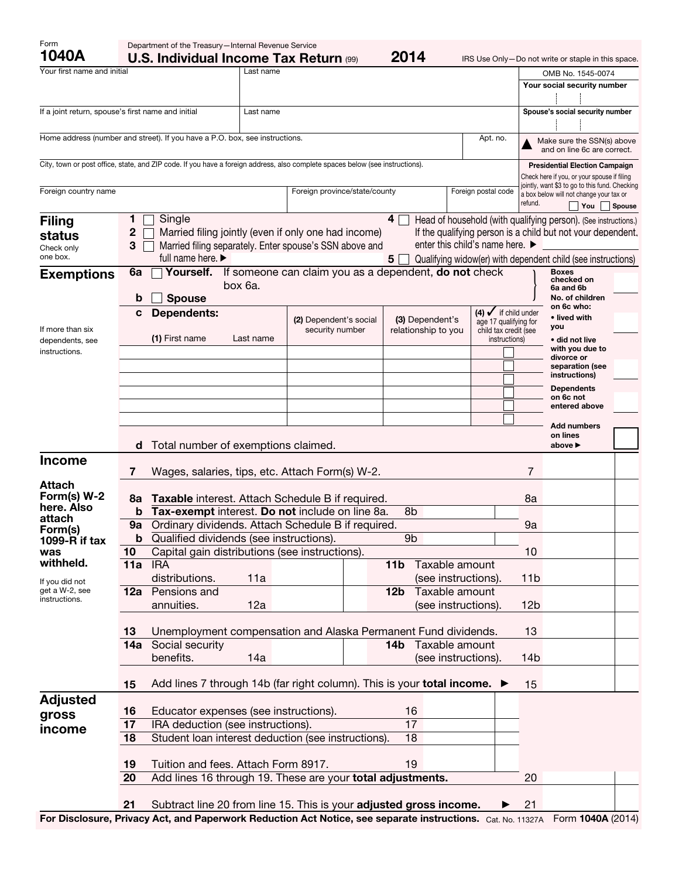Form **1040A**

Department of the Treasury—Internal Revenue Service

# U.S. Individual Income Tax Return (99) 2014

IRS Use Only—Do not write or staple in this space.

OMB No. 1545-0074

| Your first name and initial | Last name | Your social security number |
|---|---|---|
| | | |
| If a joint return, spouse's first name and initial | Last name | Spouse's social security number |
| | | |

| Home address (number and street). If you have a P.O. box, see instructions. | Apt. no. |
|---|---|
| | |

▲ Make sure the SSN(s) above and on line 6c are correct.

City, town or post office, state, and ZIP code. If you have a foreign address, also complete spaces below (see instructions).

| Foreign country name | Foreign province/state/county | Foreign postal code |
|---|---|---|
| | | |

**Presidential Election Campaign**
Check here if you, or your spouse if filing jointly, want $3 to go to this fund. Checking a box below will not change your tax or refund. ☐ You ☐ Spouse

## Filing status

Check only one box.

1 ☐ Single

2 ☐ Married filing jointly (even if only one had income)

3 ☐ Married filing separately. Enter spouse's SSN above and full name here. ▶

4 ☐ Head of household (with qualifying person). (See instructions.) If the qualifying person is a child but not your dependent, enter this child's name here. ▶

5 ☐ Qualifying widow(er) with dependent child (see instructions)

## Exemptions

**6a** ☐ **Yourself.** If someone can claim you as a dependent, **do not** check box 6a.

**b** ☐ **Spouse**

Boxes checked on 6a and 6b

**c Dependents:**

If more than six dependents, see instructions.

| (1) First name | Last name | (2) Dependent's social security number | (3) Dependent's relationship to you | (4) ✓ if child under age 17 qualifying for child tax credit (see instructions) |
|---|---|---|---|---|
| | | | | ☐ |
| | | | | ☐ |
| | | | | ☐ |
| | | | | ☐ |
| | | | | ☐ |
| | | | | ☐ |

No. of children on 6c who:
- lived with you
- did not live with you due to divorce or separation (see instructions)

Dependents on 6c not entered above

**d** Total number of exemptions claimed. — Add numbers on lines above ▶

## Income

**Attach Form(s) W-2 here. Also attach Form(s) 1099-R if tax was withheld.**

If you did not get a W-2, see instructions.

| Line | Description | | Line | Amount |
|---|---|---|---|---|
| 7 | Wages, salaries, tips, etc. Attach Form(s) W-2. | | 7 | |
| 8a | **Taxable** interest. Attach Schedule B if required. | | 8a | |
| b | **Tax-exempt** interest. **Do not** include on line 8a. | 8b | | |
| 9a | Ordinary dividends. Attach Schedule B if required. | | 9a | |
| b | Qualified dividends (see instructions). | 9b | | |
| 10 | Capital gain distributions (see instructions). | | 10 | |
| 11a | IRA distributions. 11a | 11b Taxable amount (see instructions). | 11b | |
| 12a | Pensions and annuities. 12a | 12b Taxable amount (see instructions). | 12b | |
| 13 | Unemployment compensation and Alaska Permanent Fund dividends. | | 13 | |
| 14a | Social security benefits. 14a | 14b Taxable amount (see instructions). | 14b | |
| 15 | Add lines 7 through 14b (far right column). This is your **total income.** ▶ | | 15 | |

## Adjusted gross income

| Line | Description | | Line | Amount |
|---|---|---|---|---|
| 16 | Educator expenses (see instructions). | 16 | | |
| 17 | IRA deduction (see instructions). | 17 | | |
| 18 | Student loan interest deduction (see instructions). | 18 | | |
| 19 | Tuition and fees. Attach Form 8917. | 19 | | |
| 20 | Add lines 16 through 19. These are your **total adjustments.** | | 20 | |
| 21 | Subtract line 20 from line 15. This is your **adjusted gross income.** ▶ | | 21 | |

**For Disclosure, Privacy Act, and Paperwork Reduction Act Notice, see separate instructions.** Cat. No. 11327A Form **1040A** (2014)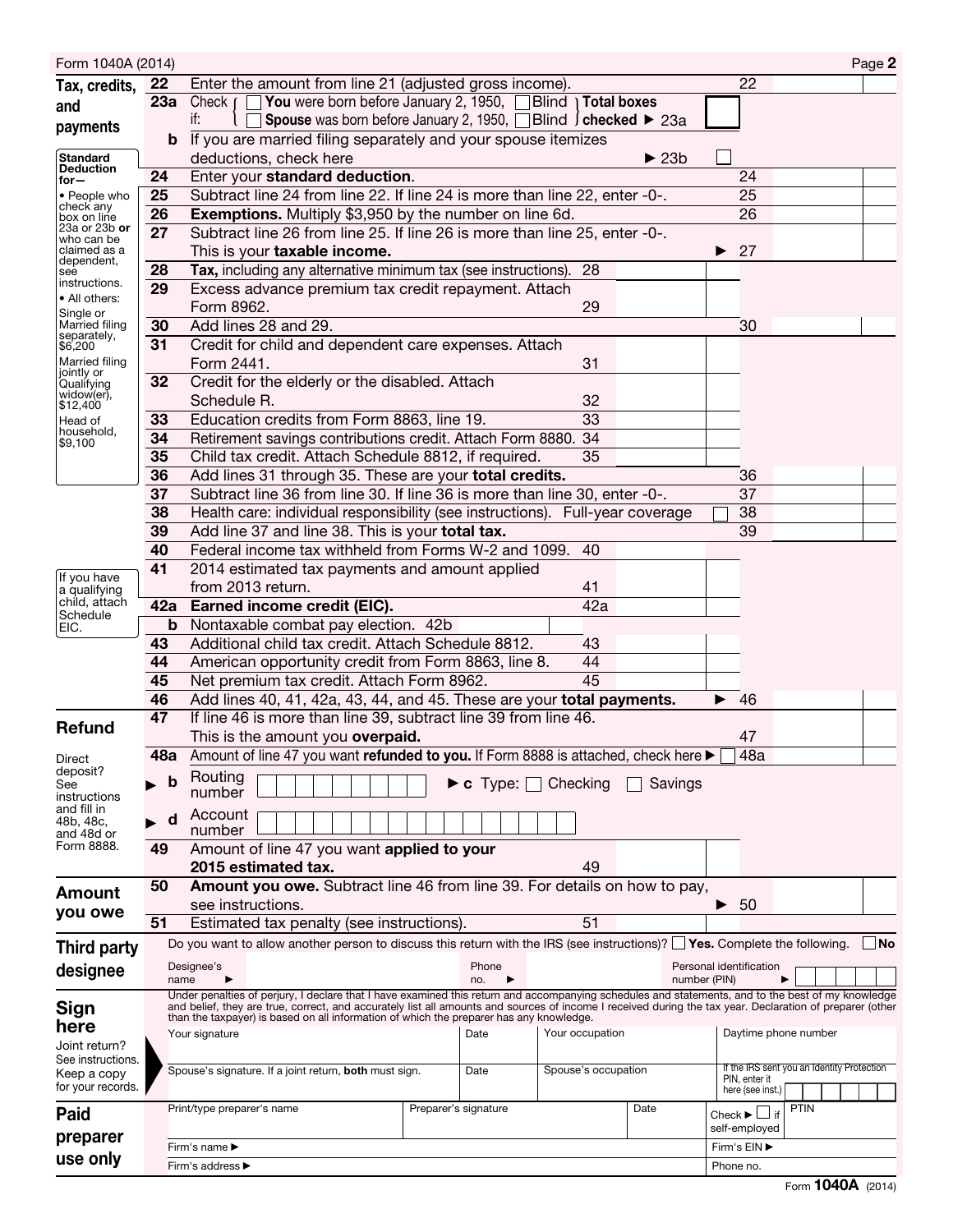Form 1040A (2014) Page 2

## Tax, credits, and payments

| | | | | | |
|---|---|---|---|---|---|
| 22 | Enter the amount from line 21 (adjusted gross income). | | | 22 | |
| 23a | Check if: ☐ **You** were born before January 2, 1950, ☐ Blind; ☐ **Spouse** was born before January 2, 1950, ☐ Blind } **Total boxes checked** ▶ 23a ☐ | | | | |
| b | If you are married filing separately and your spouse itemizes deductions, check here ▶ 23b ☐ | | | | |
| 24 | Enter your **standard deduction**. | | | 24 | |
| 25 | Subtract line 24 from line 22. If line 24 is more than line 22, enter -0-. | | | 25 | |
| 26 | **Exemptions.** Multiply $3,950 by the number on line 6d. | | | 26 | |
| 27 | Subtract line 26 from line 25. If line 26 is more than line 25, enter -0-. This is your **taxable income.** ▶ | | | 27 | |
| 28 | **Tax,** including any alternative minimum tax (see instructions). | 28 | | | |
| 29 | Excess advance premium tax credit repayment. Attach Form 8962. | 29 | | | |
| 30 | Add lines 28 and 29. | | | 30 | |
| 31 | Credit for child and dependent care expenses. Attach Form 2441. | 31 | | | |
| 32 | Credit for the elderly or the disabled. Attach Schedule R. | 32 | | | |
| 33 | Education credits from Form 8863, line 19. | 33 | | | |
| 34 | Retirement savings contributions credit. Attach Form 8880. | 34 | | | |
| 35 | Child tax credit. Attach Schedule 8812, if required. | 35 | | | |
| 36 | Add lines 31 through 35. These are your **total credits.** | | | 36 | |
| 37 | Subtract line 36 from line 30. If line 36 is more than line 30, enter -0-. | | | 37 | |
| 38 | Health care: individual responsibility (see instructions). Full-year coverage ☐ | | | 38 | |
| 39 | Add line 37 and line 38. This is your **total tax.** | | | 39 | |
| 40 | Federal income tax withheld from Forms W-2 and 1099. | 40 | | | |
| 41 | 2014 estimated tax payments and amount applied from 2013 return. | 41 | | | |
| 42a | **Earned income credit (EIC).** | 42a | | | |
| b | Nontaxable combat pay election. 42b | | | | |
| 43 | Additional child tax credit. Attach Schedule 8812. | 43 | | | |
| 44 | American opportunity credit from Form 8863, line 8. | 44 | | | |
| 45 | Net premium tax credit. Attach Form 8962. | 45 | | | |
| 46 | Add lines 40, 41, 42a, 43, 44, and 45. These are your **total payments.** ▶ | | | 46 | |

**Standard Deduction for—**
- People who check any box on line 23a or 23b **or** who can be claimed as a dependent, see instructions.
- All others:

Single or Married filing separately, $6,200

Married filing jointly or Qualifying widow(er), $12,400

Head of household, $9,100

If you have a qualifying child, attach Schedule EIC.

## Refund

| | | | | | |
|---|---|---|---|---|---|
| 47 | If line 46 is more than line 39, subtract line 39 from line 46. This is the amount you **overpaid.** | | | 47 | |
| 48a | Amount of line 47 you want **refunded to you.** If Form 8888 is attached, check here ▶ ☐ | | | 48a | |
| ▶ b | Routing number | ▶ c Type: ☐ Checking ☐ Savings | | | |
| ▶ d | Account number | | | | |
| 49 | Amount of line 47 you want **applied to your 2015 estimated tax.** | 49 | | | |

Direct deposit? See instructions and fill in 48b, 48c, and 48d or Form 8888.

## Amount you owe

| | | | | | |
|---|---|---|---|---|---|
| 50 | **Amount you owe.** Subtract line 46 from line 39. For details on how to pay, see instructions. ▶ | | | 50 | |
| 51 | Estimated tax penalty (see instructions). | 51 | | | |

## Third party designee

Do you want to allow another person to discuss this return with the IRS (see instructions)? ☐ **Yes.** Complete the following. ☐ **No**

Designee's name ▶ Phone no. ▶ Personal identification number (PIN) ▶

## Sign here

Joint return? See instructions. Keep a copy for your records.

Under penalties of perjury, I declare that I have examined this return and accompanying schedules and statements, and to the best of my knowledge and belief, they are true, correct, and accurately list all amounts and sources of income I received during the tax year. Declaration of preparer (other than the taxpayer) is based on all information of which the preparer has any knowledge.

| Your signature | Date | Your occupation | Daytime phone number |
|---|---|---|---|
| Spouse's signature. If a joint return, **both** must sign. | Date | Spouse's occupation | If the IRS sent you an Identity Protection PIN, enter it here (see inst.) |

## Paid preparer use only

| Print/type preparer's name | Preparer's signature | Date | Check ▶ ☐ if self-employed | PTIN |
|---|---|---|---|---|
| Firm's name ▶ | | | Firm's EIN ▶ | |
| Firm's address ▶ | | | Phone no. | |

Form **1040A** (2014)